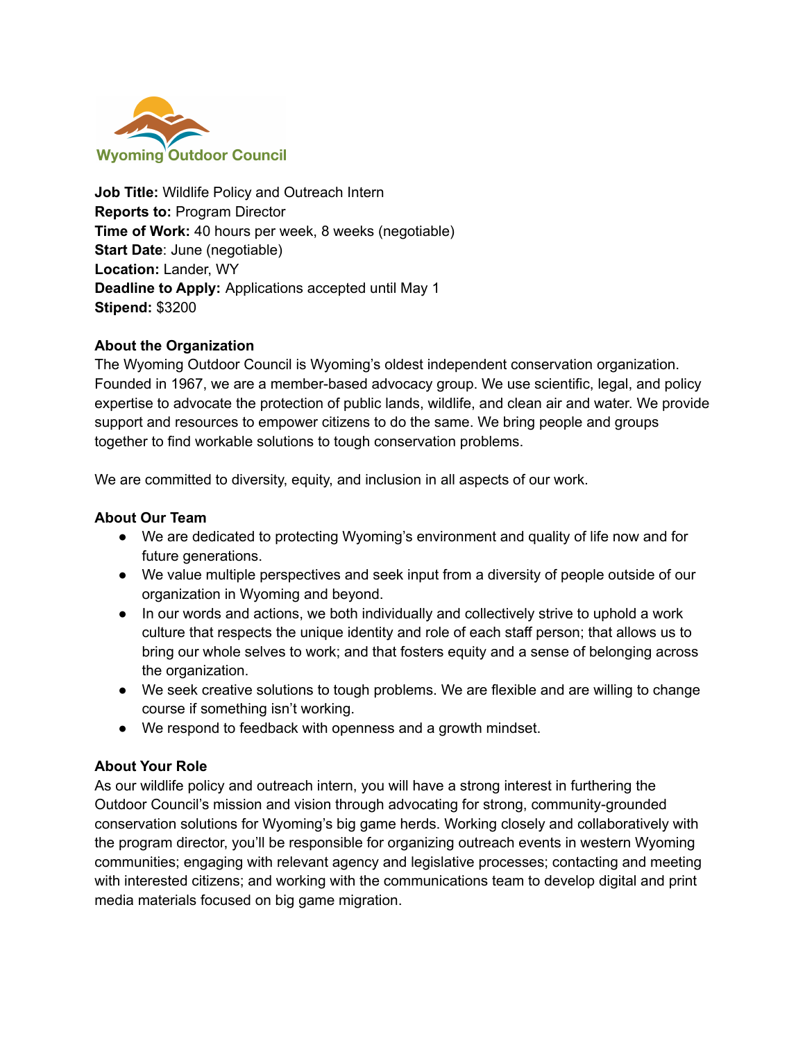Wyoming Outdoor Council

**Job Title:** Wildlife Policy and Outreach Intern
**Reports to:** Program Director
**Time of Work:** 40 hours per week, 8 weeks (negotiable)
**Start Date**: June (negotiable)
**Location:** Lander, WY
**Deadline to Apply:** Applications accepted until May 1
**Stipend:** $3200

**About the Organization**

The Wyoming Outdoor Council is Wyoming's oldest independent conservation organization. Founded in 1967, we are a member-based advocacy group. We use scientific, legal, and policy expertise to advocate the protection of public lands, wildlife, and clean air and water. We provide support and resources to empower citizens to do the same. We bring people and groups together to find workable solutions to tough conservation problems.

We are committed to diversity, equity, and inclusion in all aspects of our work.

**About Our Team**

- We are dedicated to protecting Wyoming's environment and quality of life now and for future generations.
- We value multiple perspectives and seek input from a diversity of people outside of our organization in Wyoming and beyond.
- In our words and actions, we both individually and collectively strive to uphold a work culture that respects the unique identity and role of each staff person; that allows us to bring our whole selves to work; and that fosters equity and a sense of belonging across the organization.
- We seek creative solutions to tough problems. We are flexible and are willing to change course if something isn't working.
- We respond to feedback with openness and a growth mindset.

**About Your Role**

As our wildlife policy and outreach intern, you will have a strong interest in furthering the Outdoor Council's mission and vision through advocating for strong, community-grounded conservation solutions for Wyoming's big game herds. Working closely and collaboratively with the program director, you'll be responsible for organizing outreach events in western Wyoming communities; engaging with relevant agency and legislative processes; contacting and meeting with interested citizens; and working with the communications team to develop digital and print media materials focused on big game migration.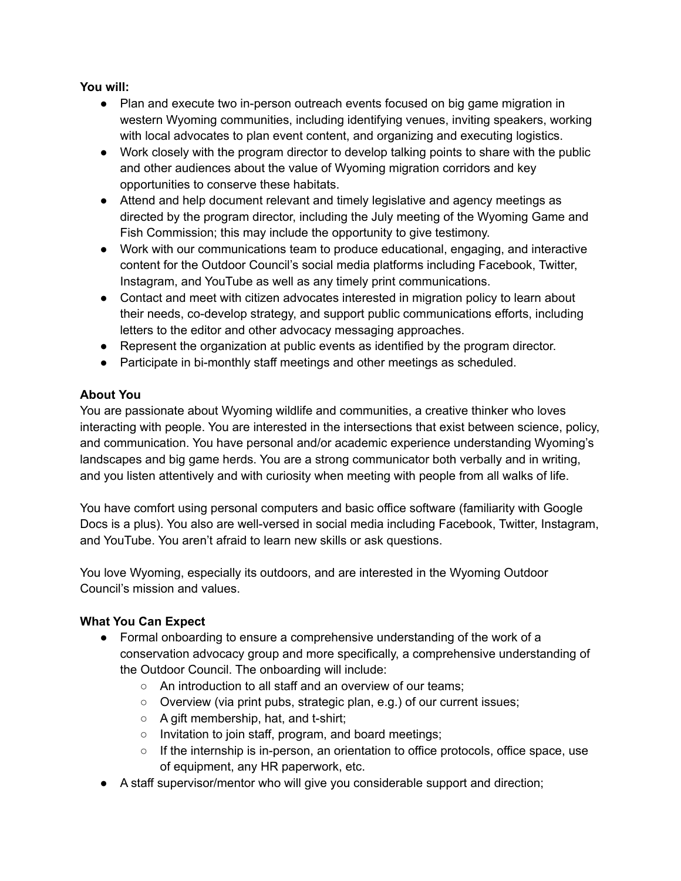**You will:**

- Plan and execute two in-person outreach events focused on big game migration in western Wyoming communities, including identifying venues, inviting speakers, working with local advocates to plan event content, and organizing and executing logistics.
- Work closely with the program director to develop talking points to share with the public and other audiences about the value of Wyoming migration corridors and key opportunities to conserve these habitats.
- Attend and help document relevant and timely legislative and agency meetings as directed by the program director, including the July meeting of the Wyoming Game and Fish Commission; this may include the opportunity to give testimony.
- Work with our communications team to produce educational, engaging, and interactive content for the Outdoor Council's social media platforms including Facebook, Twitter, Instagram, and YouTube as well as any timely print communications.
- Contact and meet with citizen advocates interested in migration policy to learn about their needs, co-develop strategy, and support public communications efforts, including letters to the editor and other advocacy messaging approaches.
- Represent the organization at public events as identified by the program director.
- Participate in bi-monthly staff meetings and other meetings as scheduled.

**About You**

You are passionate about Wyoming wildlife and communities, a creative thinker who loves interacting with people. You are interested in the intersections that exist between science, policy, and communication. You have personal and/or academic experience understanding Wyoming's landscapes and big game herds. You are a strong communicator both verbally and in writing, and you listen attentively and with curiosity when meeting with people from all walks of life.

You have comfort using personal computers and basic office software (familiarity with Google Docs is a plus). You also are well-versed in social media including Facebook, Twitter, Instagram, and YouTube. You aren't afraid to learn new skills or ask questions.

You love Wyoming, especially its outdoors, and are interested in the Wyoming Outdoor Council's mission and values.

**What You Can Expect**

- Formal onboarding to ensure a comprehensive understanding of the work of a conservation advocacy group and more specifically, a comprehensive understanding of the Outdoor Council. The onboarding will include:
  - An introduction to all staff and an overview of our teams;
  - Overview (via print pubs, strategic plan, e.g.) of our current issues;
  - A gift membership, hat, and t-shirt;
  - Invitation to join staff, program, and board meetings;
  - If the internship is in-person, an orientation to office protocols, office space, use of equipment, any HR paperwork, etc.
- A staff supervisor/mentor who will give you considerable support and direction;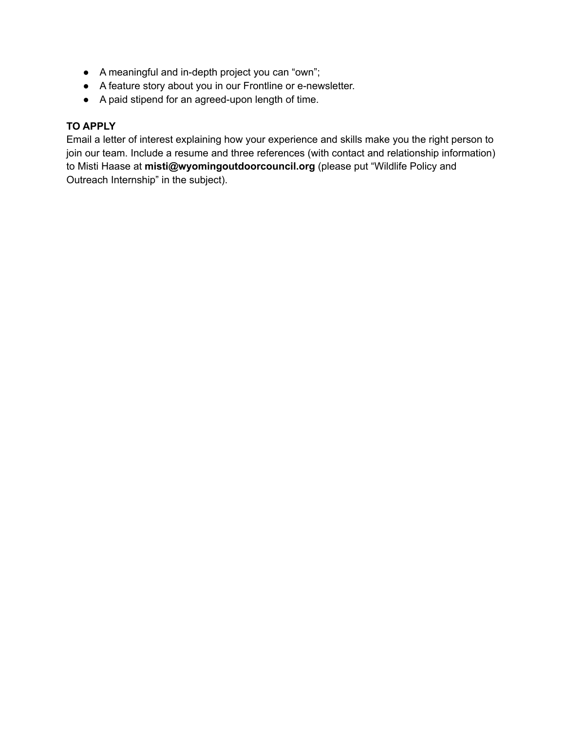- A meaningful and in-depth project you can “own”;
- A feature story about you in our Frontline or e-newsletter.
- A paid stipend for an agreed-upon length of time.

**TO APPLY**

Email a letter of interest explaining how your experience and skills make you the right person to join our team. Include a resume and three references (with contact and relationship information) to Misti Haase at **misti@wyomingoutdoorcouncil.org** (please put “Wildlife Policy and Outreach Internship” in the subject).